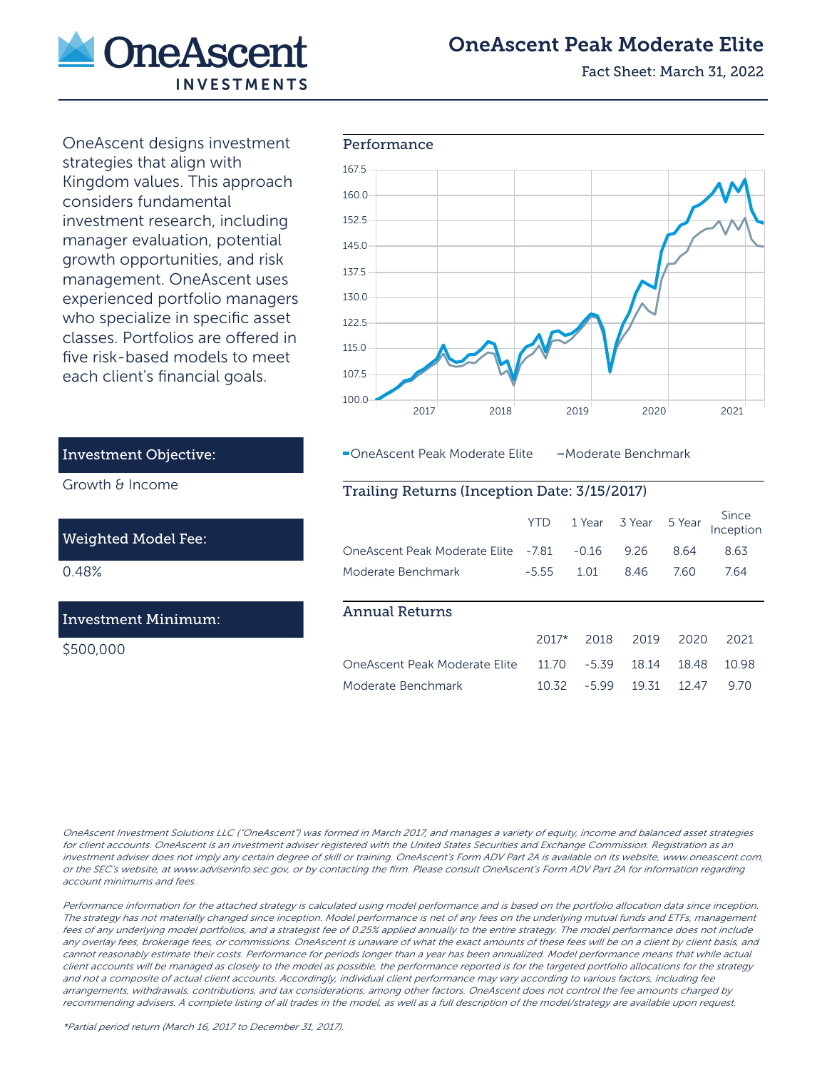# OneAscent Peak Moderate Elite

Fact Sheet: March 31, 2022

OneAscent designs investment strategies that align with Kingdom values. This approach considers fundamental investment research, including manager evaluation, potential growth opportunities, and risk management. OneAscent uses experienced portfolio managers who specialize in specific asset classes. Portfolios are offered in five risk-based models to meet each client's financial goals.

## Investment Objective:

Growth & Income

## Weighted Model Fee:

0.48%

## Investment Minimum:

$500,000

## Performance

OneAscent Peak Moderate Elite — Moderate Benchmark

## Trailing Returns (Inception Date: 3/15/2017)

| | YTD | 1 Year | 3 Year | 5 Year | Since Inception |
|---|---|---|---|---|---|
| OneAscent Peak Moderate Elite | -7.81 | -0.16 | 9.26 | 8.64 | 8.63 |
| Moderate Benchmark | -5.55 | 1.01 | 8.46 | 7.60 | 7.64 |

## Annual Returns

| | 2017* | 2018 | 2019 | 2020 | 2021 |
|---|---|---|---|---|---|
| OneAscent Peak Moderate Elite | 11.70 | -5.39 | 18.14 | 18.48 | 10.98 |
| Moderate Benchmark | 10.32 | -5.99 | 19.31 | 12.47 | 9.70 |

*OneAscent Investment Solutions LLC ("OneAscent") was formed in March 2017, and manages a variety of equity, income and balanced asset strategies for client accounts. OneAscent is an investment adviser registered with the United States Securities and Exchange Commission. Registration as an investment adviser does not imply any certain degree of skill or training. OneAscent's Form ADV Part 2A is available on its website, www.oneascent.com, or the SEC's website, at www.adviserinfo.sec.gov, or by contacting the firm. Please consult OneAscent's Form ADV Part 2A for information regarding account minimums and fees.*

*Performance information for the attached strategy is calculated using model performance and is based on the portfolio allocation data since inception. The strategy has not materially changed since inception. Model performance is net of any fees on the underlying mutual funds and ETFs, management fees of any underlying model portfolios, and a strategist fee of 0.25% applied annually to the entire strategy. The model performance does not include any overlay fees, brokerage fees, or commissions. OneAscent is unaware of what the exact amounts of these fees will be on a client by client basis, and cannot reasonably estimate their costs. Performance for periods longer than a year has been annualized. Model performance means that while actual client accounts will be managed as closely to the model as possible, the performance reported is for the targeted portfolio allocations for the strategy and not a composite of actual client accounts. Accordingly, individual client performance may vary according to various factors, including fee arrangements, withdrawals, contributions, and tax considerations, among other factors. OneAscent does not control the fee amounts charged by recommending advisers. A complete listing of all trades in the model, as well as a full description of the model/strategy are available upon request.*

*\*Partial period return (March 16, 2017 to December 31, 2017).*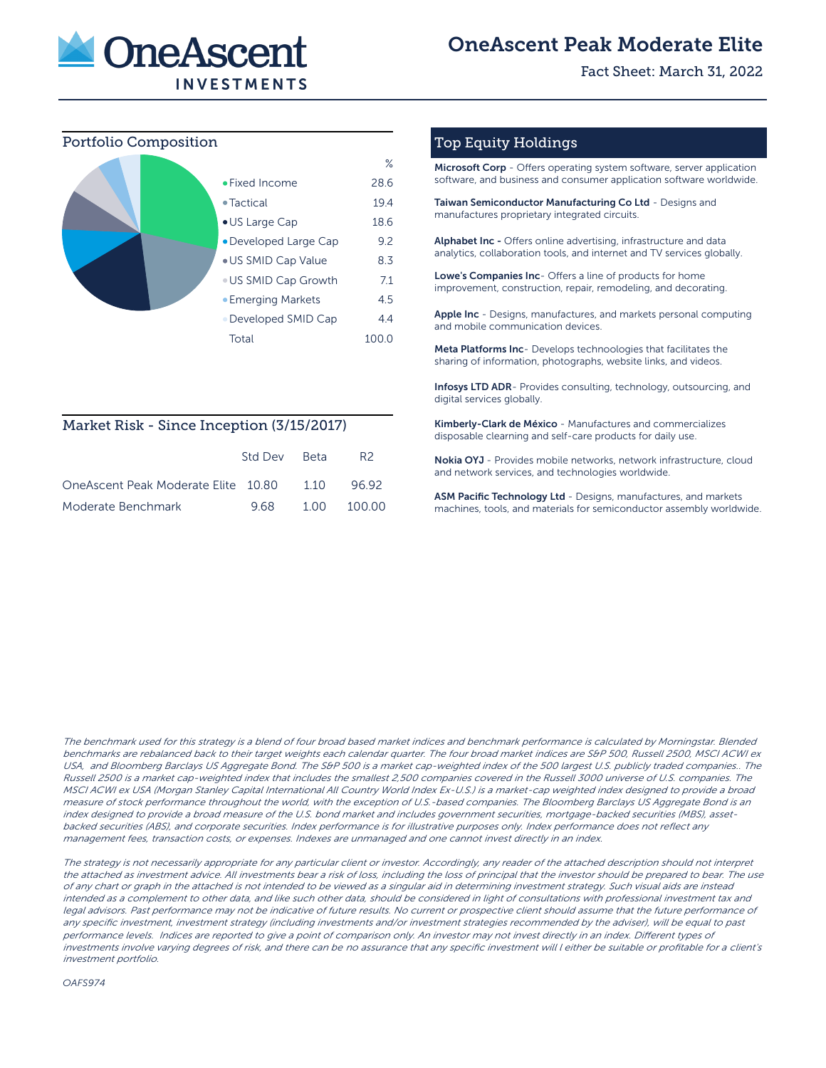# OneAscent Peak Moderate Elite

Fact Sheet: March 31, 2022

## Portfolio Composition

| | % |
|---|---|
| Fixed Income | 28.6 |
| Tactical | 19.4 |
| US Large Cap | 18.6 |
| Developed Large Cap | 9.2 |
| US SMID Cap Value | 8.3 |
| US SMID Cap Growth | 7.1 |
| Emerging Markets | 4.5 |
| Developed SMID Cap | 4.4 |
| Total | 100.0 |

## Market Risk - Since Inception (3/15/2017)

| | Std Dev | Beta | R2 |
|---|---|---|---|
| OneAscent Peak Moderate Elite | 10.80 | 1.10 | 96.92 |
| Moderate Benchmark | 9.68 | 1.00 | 100.00 |

## Top Equity Holdings

**Microsoft Corp** - Offers operating system software, server application software, and business and consumer application software worldwide.

**Taiwan Semiconductor Manufacturing Co Ltd** - Designs and manufactures proprietary integrated circuits.

**Alphabet Inc -** Offers online advertising, infrastructure and data analytics, collaboration tools, and internet and TV services globally.

**Lowe's Companies Inc**- Offers a line of products for home improvement, construction, repair, remodeling, and decorating.

**Apple Inc** - Designs, manufactures, and markets personal computing and mobile communication devices.

**Meta Platforms Inc**- Develops technoologies that facilitates the sharing of information, photographs, website links, and videos.

**Infosys LTD ADR**- Provides consulting, technology, outsourcing, and digital services globally.

**Kimberly-Clark de México** - Manufactures and commercializes disposable clearning and self-care products for daily use.

**Nokia OYJ** - Provides mobile networks, network infrastructure, cloud and network services, and technologies worldwide.

**ASM Pacific Technology Ltd** - Designs, manufactures, and markets machines, tools, and materials for semiconductor assembly worldwide.

*The benchmark used for this strategy is a blend of four broad based market indices and benchmark performance is calculated by Morningstar. Blended benchmarks are rebalanced back to their target weights each calendar quarter. The four broad market indices are S&P 500, Russell 2500, MSCI ACWI ex USA, and Bloomberg Barclays US Aggregate Bond. The S&P 500 is a market cap-weighted index of the 500 largest U.S. publicly traded companies.. The Russell 2500 is a market cap-weighted index that includes the smallest 2,500 companies covered in the Russell 3000 universe of U.S. companies. The MSCI ACWI ex USA (Morgan Stanley Capital International All Country World Index Ex-U.S.) is a market-cap weighted index designed to provide a broad measure of stock performance throughout the world, with the exception of U.S.-based companies. The Bloomberg Barclays US Aggregate Bond is an index designed to provide a broad measure of the U.S. bond market and includes government securities, mortgage-backed securities (MBS), asset-backed securities (ABS), and corporate securities. Index performance is for illustrative purposes only. Index performance does not reflect any management fees, transaction costs, or expenses. Indexes are unmanaged and one cannot invest directly in an index.*

*The strategy is not necessarily appropriate for any particular client or investor. Accordingly, any reader of the attached description should not interpret the attached as investment advice. All investments bear a risk of loss, including the loss of principal that the investor should be prepared to bear. The use of any chart or graph in the attached is not intended to be viewed as a singular aid in determining investment strategy. Such visual aids are instead intended as a complement to other data, and like such other data, should be considered in light of consultations with professional investment tax and legal advisors. Past performance may not be indicative of future results. No current or prospective client should assume that the future performance of any specific investment, investment strategy (including investments and/or investment strategies recommended by the adviser), will be equal to past performance levels. Indices are reported to give a point of comparison only. An investor may not invest directly in an index. Different types of investments involve varying degrees of risk, and there can be no assurance that any specific investment will l either be suitable or profitable for a client's investment portfolio.*

*OAFS974*